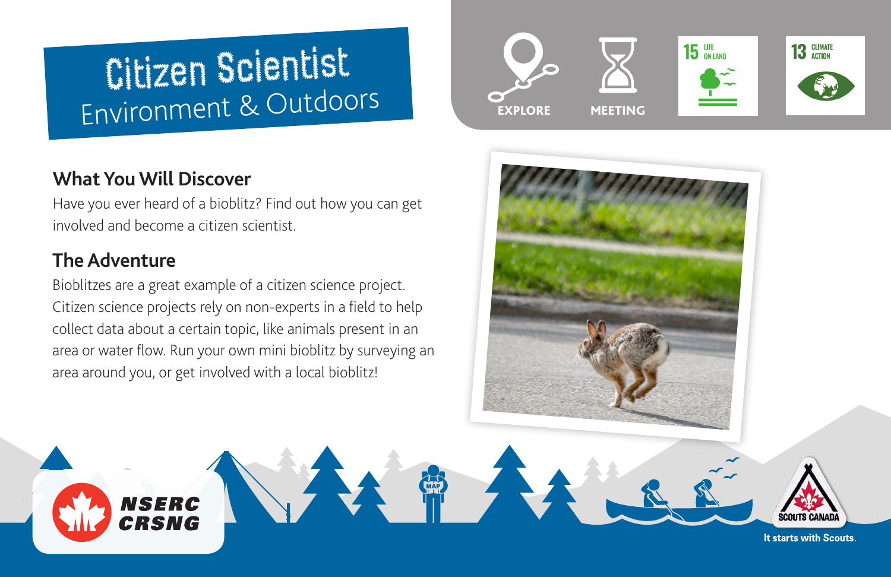# Citizen Scientist

Environment & Outdoors

EXPLORE

MEETING

15 LIFE ON LAND

13 CLIMATE ACTION

## What You Will Discover

Have you ever heard of a bioblitz? Find out how you can get involved and become a citizen scientist.

## The Adventure

Bioblitzes are a great example of a citizen science project. Citizen science projects rely on non-experts in a field to help collect data about a certain topic, like animals present in an area or water flow. Run your own mini bioblitz by surveying an area around you, or get involved with a local bioblitz!

NSERC CRSNG

SCOUTS CANADA

It starts with Scouts.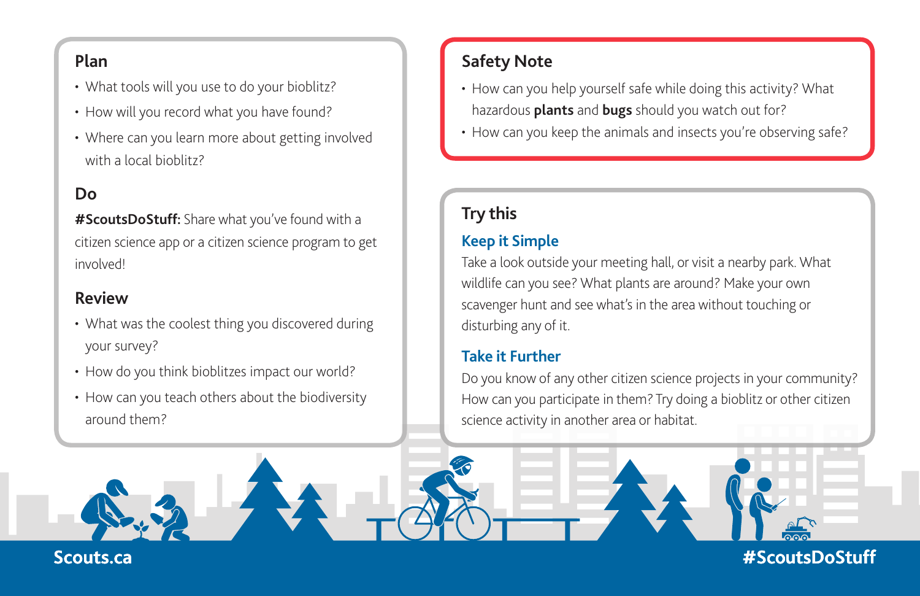## Plan

- What tools will you use to do your bioblitz?
- How will you record what you have found?
- Where can you learn more about getting involved with a local bioblitz?

## Do

**#ScoutsDoStuff:** Share what you've found with a citizen science app or a citizen science program to get involved!

## Review

- What was the coolest thing you discovered during your survey?
- How do you think bioblitzes impact our world?
- How can you teach others about the biodiversity around them?

## Safety Note

- How can you help yourself safe while doing this activity? What hazardous **plants** and **bugs** should you watch out for?
- How can you keep the animals and insects you're observing safe?

## Try this

### Keep it Simple

Take a look outside your meeting hall, or visit a nearby park. What wildlife can you see? What plants are around? Make your own scavenger hunt and see what's in the area without touching or disturbing any of it.

### Take it Further

Do you know of any other citizen science projects in your community? How can you participate in them? Try doing a bioblitz or other citizen science activity in another area or habitat.

Scouts.ca

#ScoutsDoStuff